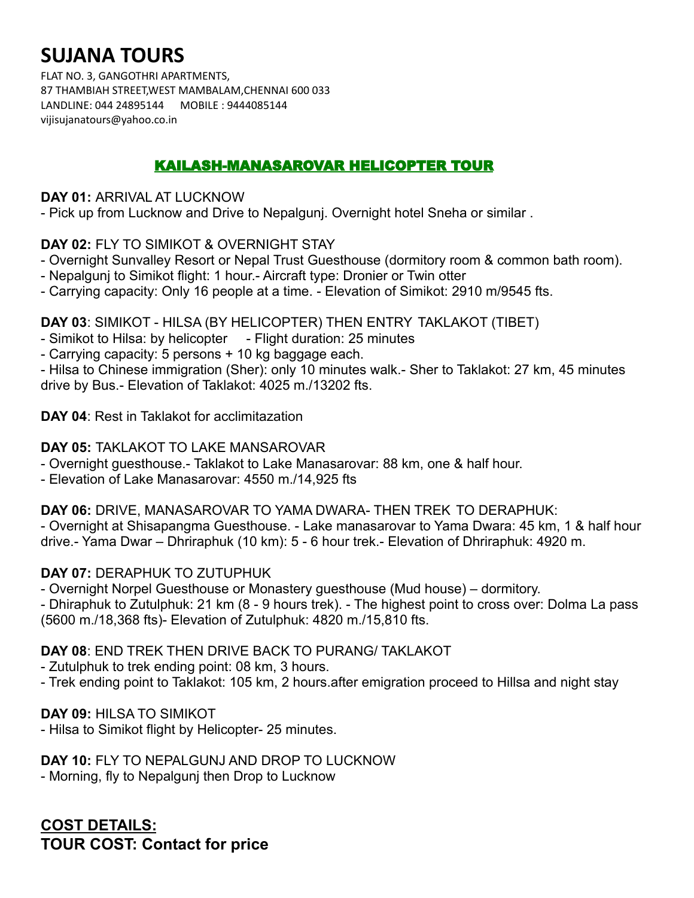# SUJANA TOURS

FLAT NO. 3, GANGOTHRI APARTMENTS,
87 THAMBIAH STREET,WEST MAMBALAM,CHENNAI 600 033
LANDLINE: 044 24895144 MOBILE : 9444085144
vijisujanatours@yahoo.co.in

## KAILASH-MANASAROVAR HELICOPTER TOUR

**DAY 01:** ARRIVAL AT LUCKNOW
- Pick up from Lucknow and Drive to Nepalgunj. Overnight hotel Sneha or similar .

**DAY 02:** FLY TO SIMIKOT & OVERNIGHT STAY
- Overnight Sunvalley Resort or Nepal Trust Guesthouse (dormitory room & common bath room).
- Nepalgunj to Simikot flight: 1 hour.- Aircraft type: Dronier or Twin otter
- Carrying capacity: Only 16 people at a time. - Elevation of Simikot: 2910 m/9545 fts.

**DAY 03**: SIMIKOT - HILSA (BY HELICOPTER) THEN ENTRY TAKLAKOT (TIBET)
- Simikot to Hilsa: by helicopter - Flight duration: 25 minutes
- Carrying capacity: 5 persons + 10 kg baggage each.
- Hilsa to Chinese immigration (Sher): only 10 minutes walk.- Sher to Taklakot: 27 km, 45 minutes drive by Bus.- Elevation of Taklakot: 4025 m./13202 fts.

**DAY 04**: Rest in Taklakot for acclimitazation

**DAY 05:** TAKLAKOT TO LAKE MANSAROVAR
- Overnight guesthouse.- Taklakot to Lake Manasarovar: 88 km, one & half hour.
- Elevation of Lake Manasarovar: 4550 m./14,925 fts

**DAY 06:** DRIVE, MANASAROVAR TO YAMA DWARA- THEN TREK TO DERAPHUK:
- Overnight at Shisapangma Guesthouse. - Lake manasarovar to Yama Dwara: 45 km, 1 & half hour drive.- Yama Dwar – Dhriraphuk (10 km): 5 - 6 hour trek.- Elevation of Dhriraphuk: 4920 m.

**DAY 07:** DERAPHUK TO ZUTUPHUK
- Overnight Norpel Guesthouse or Monastery guesthouse (Mud house) – dormitory.
- Dhiraphuk to Zutulphuk: 21 km (8 - 9 hours trek). - The highest point to cross over: Dolma La pass (5600 m./18,368 fts)- Elevation of Zutulphuk: 4820 m./15,810 fts.

**DAY 08**: END TREK THEN DRIVE BACK TO PURANG/ TAKLAKOT
- Zutulphuk to trek ending point: 08 km, 3 hours.
- Trek ending point to Taklakot: 105 km, 2 hours.after emigration proceed to Hillsa and night stay

**DAY 09:** HILSA TO SIMIKOT
- Hilsa to Simikot flight by Helicopter- 25 minutes.

**DAY 10:** FLY TO NEPALGUNJ AND DROP TO LUCKNOW
- Morning, fly to Nepalgunj then Drop to Lucknow

## COST DETAILS:

**TOUR COST: Contact for price**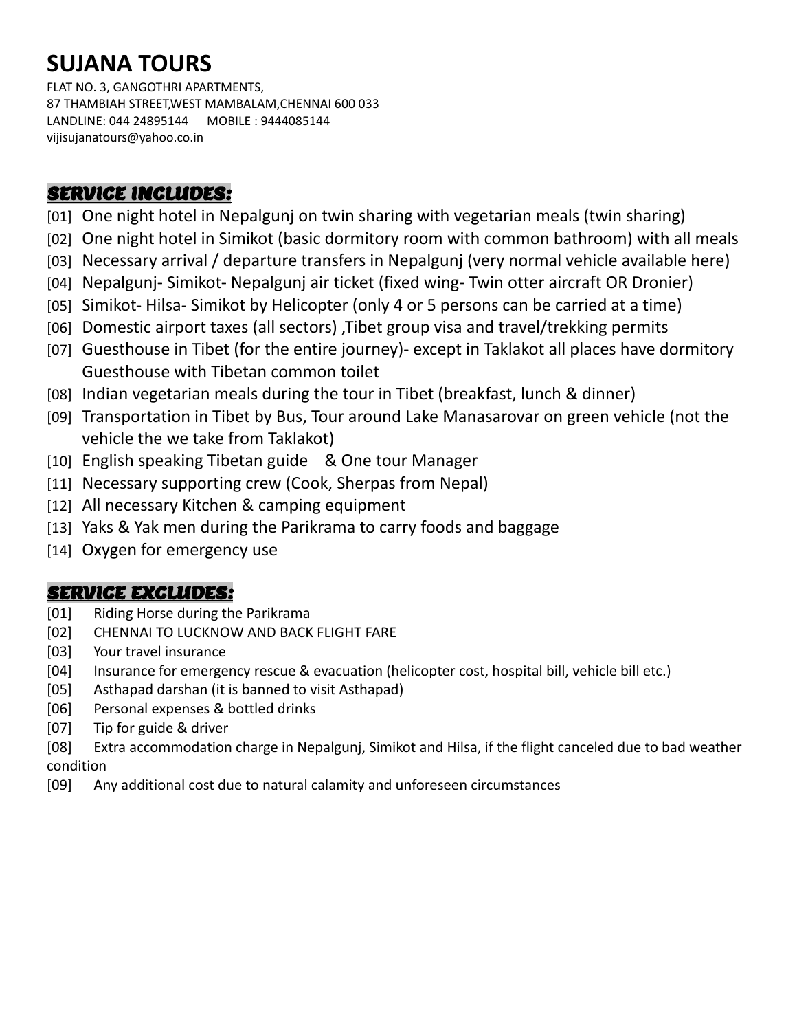# SUJANA TOURS

FLAT NO. 3, GANGOTHRI APARTMENTS,
87 THAMBIAH STREET,WEST MAMBALAM,CHENNAI 600 033
LANDLINE: 044 24895144 MOBILE : 9444085144
vijisujanatours@yahoo.co.in

## SERVICE INCLUDES:

[01] One night hotel in Nepalgunj on twin sharing with vegetarian meals (twin sharing)
[02] One night hotel in Simikot (basic dormitory room with common bathroom) with all meals
[03] Necessary arrival / departure transfers in Nepalgunj (very normal vehicle available here)
[04] Nepalgunj- Simikot- Nepalgunj air ticket (fixed wing- Twin otter aircraft OR Dronier)
[05] Simikot- Hilsa- Simikot by Helicopter (only 4 or 5 persons can be carried at a time)
[06] Domestic airport taxes (all sectors) ,Tibet group visa and travel/trekking permits
[07] Guesthouse in Tibet (for the entire journey)- except in Taklakot all places have dormitory Guesthouse with Tibetan common toilet
[08] Indian vegetarian meals during the tour in Tibet (breakfast, lunch & dinner)
[09] Transportation in Tibet by Bus, Tour around Lake Manasarovar on green vehicle (not the vehicle the we take from Taklakot)
[10] English speaking Tibetan guide & One tour Manager
[11] Necessary supporting crew (Cook, Sherpas from Nepal)
[12] All necessary Kitchen & camping equipment
[13] Yaks & Yak men during the Parikrama to carry foods and baggage
[14] Oxygen for emergency use

## SERVICE EXCLUDES:

[01] Riding Horse during the Parikrama
[02] CHENNAI TO LUCKNOW AND BACK FLIGHT FARE
[03] Your travel insurance
[04] Insurance for emergency rescue & evacuation (helicopter cost, hospital bill, vehicle bill etc.)
[05] Asthapad darshan (it is banned to visit Asthapad)
[06] Personal expenses & bottled drinks
[07] Tip for guide & driver
[08] Extra accommodation charge in Nepalgunj, Simikot and Hilsa, if the flight canceled due to bad weather condition
[09] Any additional cost due to natural calamity and unforeseen circumstances